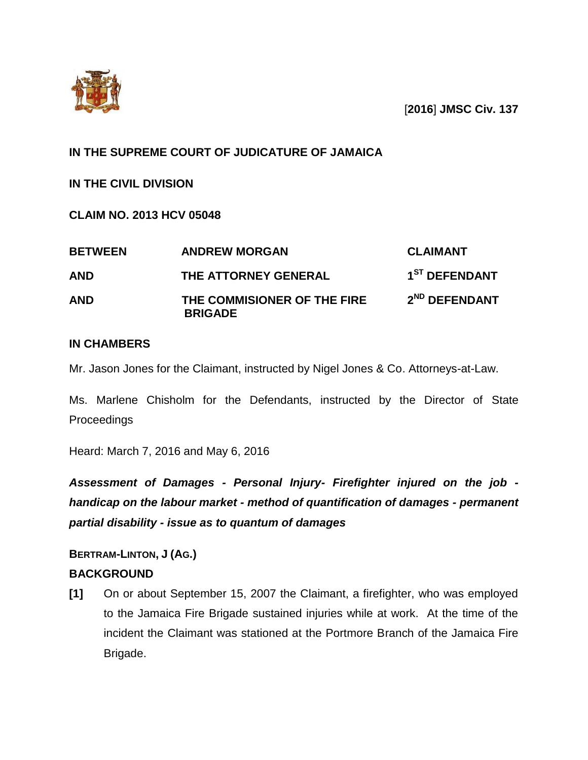[**2016**] **JMSC Civ. 137**

**IN THE SUPREME COURT OF JUDICATURE OF JAMAICA**

**IN THE CIVIL DIVISION**

**CLAIM NO. 2013 HCV 05048**

| | | |
|---|---|---|
| **BETWEEN** | **ANDREW MORGAN** | **CLAIMANT** |
| **AND** | **THE ATTORNEY GENERAL** | **1ST DEFENDANT** |
| **AND** | **THE COMMISIONER OF THE FIRE BRIGADE** | **2ND DEFENDANT** |

**IN CHAMBERS**

Mr. Jason Jones for the Claimant, instructed by Nigel Jones & Co. Attorneys-at-Law.

Ms. Marlene Chisholm for the Defendants, instructed by the Director of State Proceedings

Heard: March 7, 2016 and May 6, 2016

***Assessment of Damages - Personal Injury- Firefighter injured on the job - handicap on the labour market - method of quantification of damages - permanent partial disability - issue as to quantum of damages***

**BERTRAM-LINTON, J (AG.)**

**BACKGROUND**

**[1]** On or about September 15, 2007 the Claimant, a firefighter, who was employed to the Jamaica Fire Brigade sustained injuries while at work. At the time of the incident the Claimant was stationed at the Portmore Branch of the Jamaica Fire Brigade.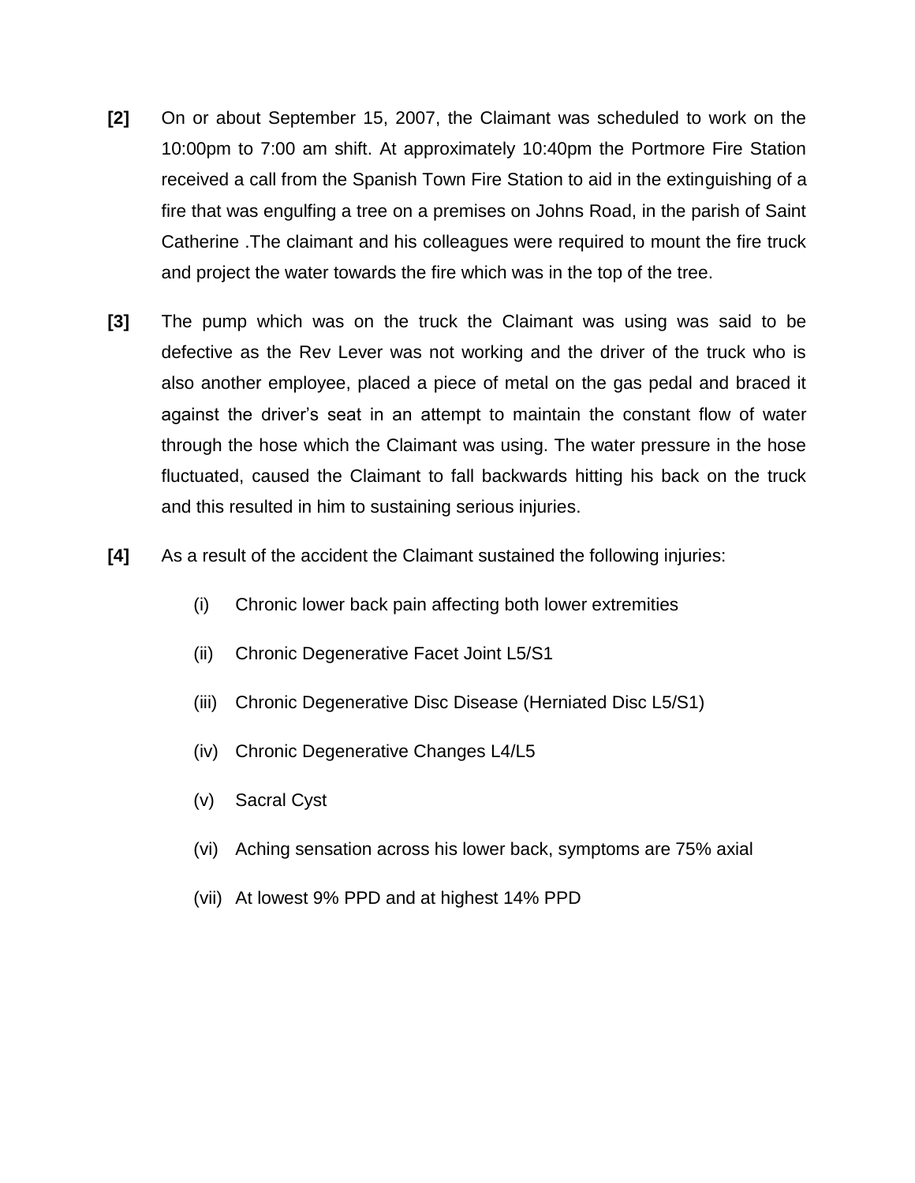**[2]** On or about September 15, 2007, the Claimant was scheduled to work on the 10:00pm to 7:00 am shift. At approximately 10:40pm the Portmore Fire Station received a call from the Spanish Town Fire Station to aid in the extinguishing of a fire that was engulfing a tree on a premises on Johns Road, in the parish of Saint Catherine .The claimant and his colleagues were required to mount the fire truck and project the water towards the fire which was in the top of the tree.

**[3]** The pump which was on the truck the Claimant was using was said to be defective as the Rev Lever was not working and the driver of the truck who is also another employee, placed a piece of metal on the gas pedal and braced it against the driver's seat in an attempt to maintain the constant flow of water through the hose which the Claimant was using. The water pressure in the hose fluctuated, caused the Claimant to fall backwards hitting his back on the truck and this resulted in him to sustaining serious injuries.

**[4]** As a result of the accident the Claimant sustained the following injuries:

(i) Chronic lower back pain affecting both lower extremities

(ii) Chronic Degenerative Facet Joint L5/S1

(iii) Chronic Degenerative Disc Disease (Herniated Disc L5/S1)

(iv) Chronic Degenerative Changes L4/L5

(v) Sacral Cyst

(vi) Aching sensation across his lower back, symptoms are 75% axial

(vii) At lowest 9% PPD and at highest 14% PPD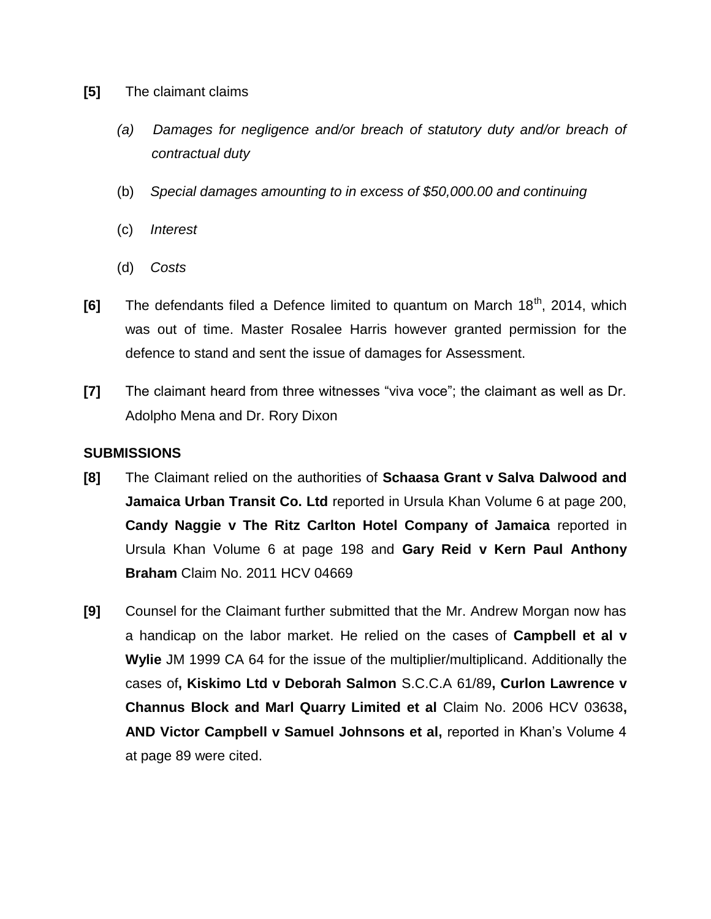**[5]** The claimant claims

(a) *Damages for negligence and/or breach of statutory duty and/or breach of contractual duty*

(b) *Special damages amounting to in excess of $50,000.00 and continuing*

(c) *Interest*

(d) *Costs*

**[6]** The defendants filed a Defence limited to quantum on March 18th, 2014, which was out of time. Master Rosalee Harris however granted permission for the defence to stand and sent the issue of damages for Assessment.

**[7]** The claimant heard from three witnesses “viva voce”; the claimant as well as Dr. Adolpho Mena and Dr. Rory Dixon

## SUBMISSIONS

**[8]** The Claimant relied on the authorities of **Schaasa Grant v Salva Dalwood and Jamaica Urban Transit Co. Ltd** reported in Ursula Khan Volume 6 at page 200, **Candy Naggie v The Ritz Carlton Hotel Company of Jamaica** reported in Ursula Khan Volume 6 at page 198 and **Gary Reid v Kern Paul Anthony Braham** Claim No. 2011 HCV 04669

**[9]** Counsel for the Claimant further submitted that the Mr. Andrew Morgan now has a handicap on the labor market. He relied on the cases of **Campbell et al v Wylie** JM 1999 CA 64 for the issue of the multiplier/multiplicand. Additionally the cases of**, Kiskimo Ltd v Deborah Salmon** S.C.C.A 61/89**, Curlon Lawrence v Channus Block and Marl Quarry Limited et al** Claim No. 2006 HCV 03638**, AND Victor Campbell v Samuel Johnsons et al,** reported in Khan’s Volume 4 at page 89 were cited.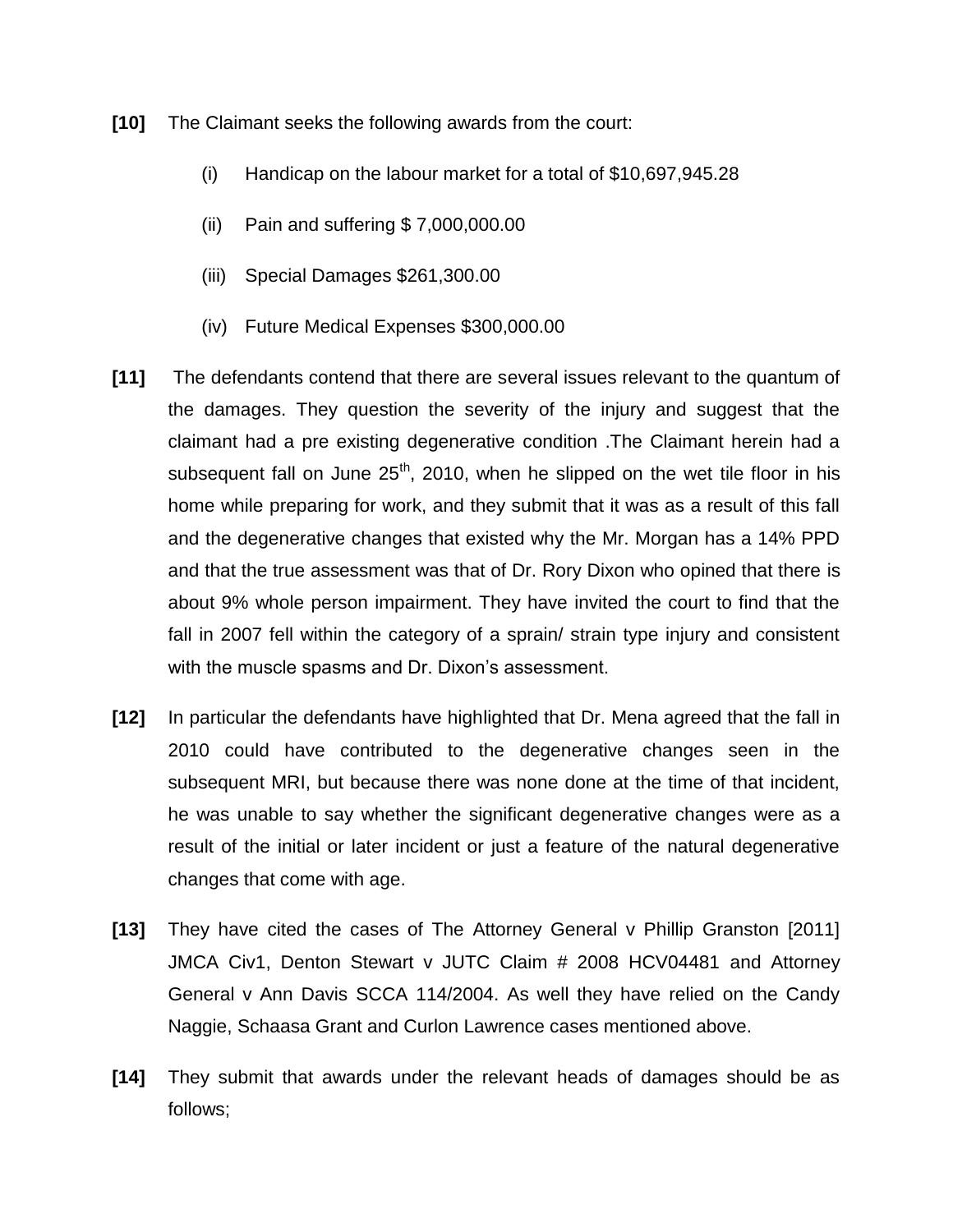**[10]** The Claimant seeks the following awards from the court:

(i) Handicap on the labour market for a total of $10,697,945.28

(ii) Pain and suffering $ 7,000,000.00

(iii) Special Damages $261,300.00

(iv) Future Medical Expenses $300,000.00

**[11]** The defendants contend that there are several issues relevant to the quantum of the damages. They question the severity of the injury and suggest that the claimant had a pre existing degenerative condition .The Claimant herein had a subsequent fall on June 25th, 2010, when he slipped on the wet tile floor in his home while preparing for work, and they submit that it was as a result of this fall and the degenerative changes that existed why the Mr. Morgan has a 14% PPD and that the true assessment was that of Dr. Rory Dixon who opined that there is about 9% whole person impairment. They have invited the court to find that the fall in 2007 fell within the category of a sprain/ strain type injury and consistent with the muscle spasms and Dr. Dixon's assessment.

**[12]** In particular the defendants have highlighted that Dr. Mena agreed that the fall in 2010 could have contributed to the degenerative changes seen in the subsequent MRI, but because there was none done at the time of that incident, he was unable to say whether the significant degenerative changes were as a result of the initial or later incident or just a feature of the natural degenerative changes that come with age.

**[13]** They have cited the cases of The Attorney General v Phillip Granston [2011] JMCA Civ1, Denton Stewart v JUTC Claim # 2008 HCV04481 and Attorney General v Ann Davis SCCA 114/2004. As well they have relied on the Candy Naggie, Schaasa Grant and Curlon Lawrence cases mentioned above.

**[14]** They submit that awards under the relevant heads of damages should be as follows;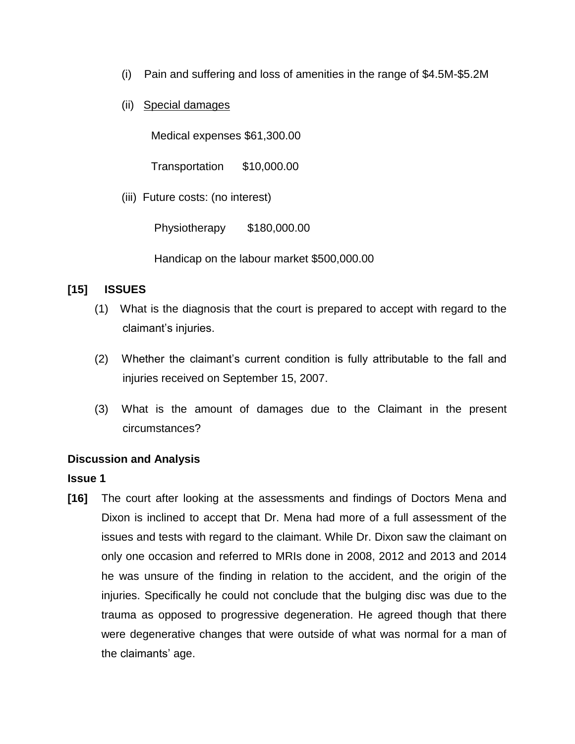(i) Pain and suffering and loss of amenities in the range of $4.5M-$5.2M

(ii) <u>Special damages</u>

Medical expenses $61,300.00

Transportation $10,000.00

(iii) Future costs: (no interest)

Physiotherapy $180,000.00

Handicap on the labour market $500,000.00

**[15] ISSUES**

(1) What is the diagnosis that the court is prepared to accept with regard to the claimant's injuries.

(2) Whether the claimant's current condition is fully attributable to the fall and injuries received on September 15, 2007.

(3) What is the amount of damages due to the Claimant in the present circumstances?

**Discussion and Analysis**

**Issue 1**

**[16]** The court after looking at the assessments and findings of Doctors Mena and Dixon is inclined to accept that Dr. Mena had more of a full assessment of the issues and tests with regard to the claimant. While Dr. Dixon saw the claimant on only one occasion and referred to MRIs done in 2008, 2012 and 2013 and 2014 he was unsure of the finding in relation to the accident, and the origin of the injuries. Specifically he could not conclude that the bulging disc was due to the trauma as opposed to progressive degeneration. He agreed though that there were degenerative changes that were outside of what was normal for a man of the claimants' age.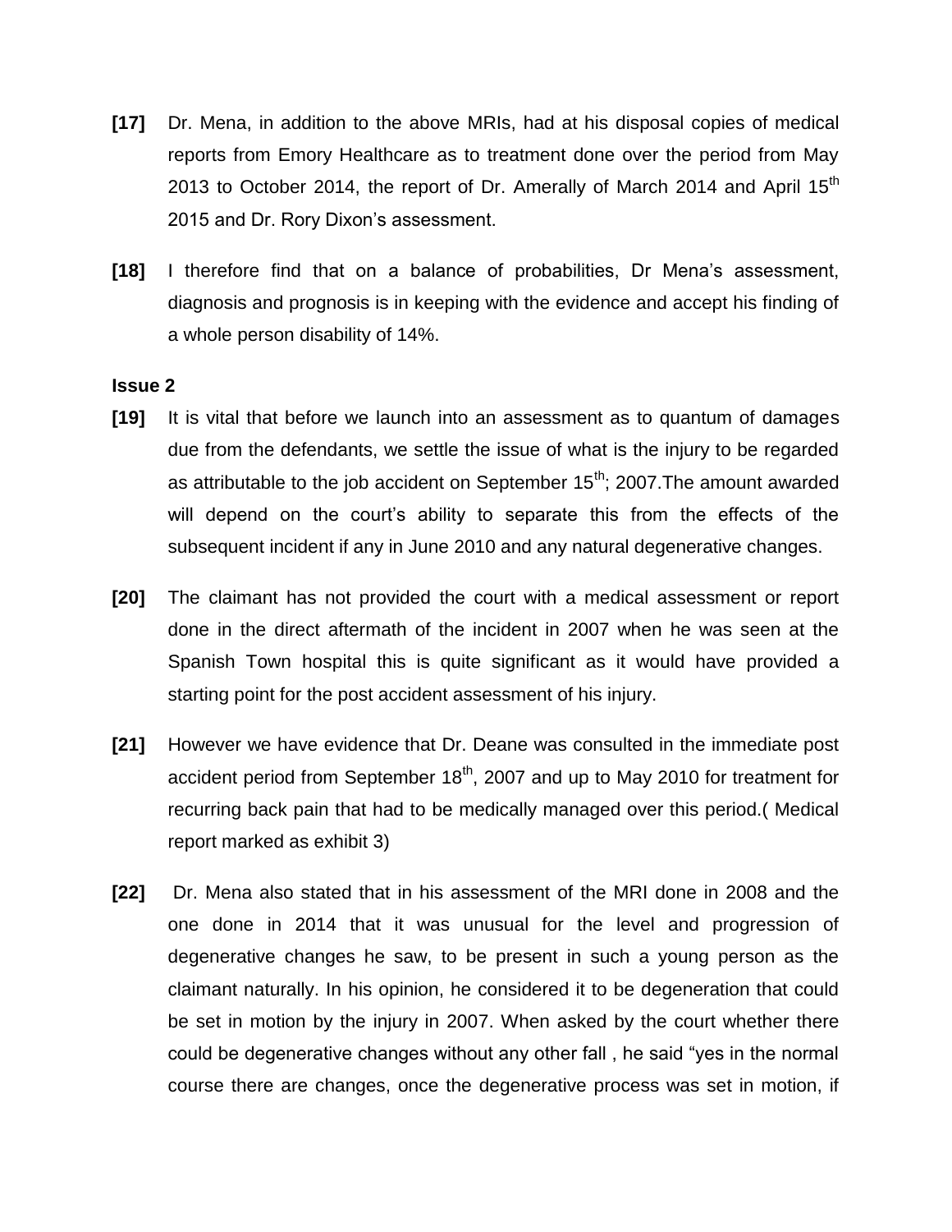**[17]** Dr. Mena, in addition to the above MRIs, had at his disposal copies of medical reports from Emory Healthcare as to treatment done over the period from May 2013 to October 2014, the report of Dr. Amerally of March 2014 and April 15th 2015 and Dr. Rory Dixon's assessment.

**[18]** I therefore find that on a balance of probabilities, Dr Mena's assessment, diagnosis and prognosis is in keeping with the evidence and accept his finding of a whole person disability of 14%.

**Issue 2**

**[19]** It is vital that before we launch into an assessment as to quantum of damages due from the defendants, we settle the issue of what is the injury to be regarded as attributable to the job accident on September 15th; 2007.The amount awarded will depend on the court's ability to separate this from the effects of the subsequent incident if any in June 2010 and any natural degenerative changes.

**[20]** The claimant has not provided the court with a medical assessment or report done in the direct aftermath of the incident in 2007 when he was seen at the Spanish Town hospital this is quite significant as it would have provided a starting point for the post accident assessment of his injury.

**[21]** However we have evidence that Dr. Deane was consulted in the immediate post accident period from September 18th, 2007 and up to May 2010 for treatment for recurring back pain that had to be medically managed over this period.( Medical report marked as exhibit 3)

**[22]** Dr. Mena also stated that in his assessment of the MRI done in 2008 and the one done in 2014 that it was unusual for the level and progression of degenerative changes he saw, to be present in such a young person as the claimant naturally. In his opinion, he considered it to be degeneration that could be set in motion by the injury in 2007. When asked by the court whether there could be degenerative changes without any other fall , he said "yes in the normal course there are changes, once the degenerative process was set in motion, if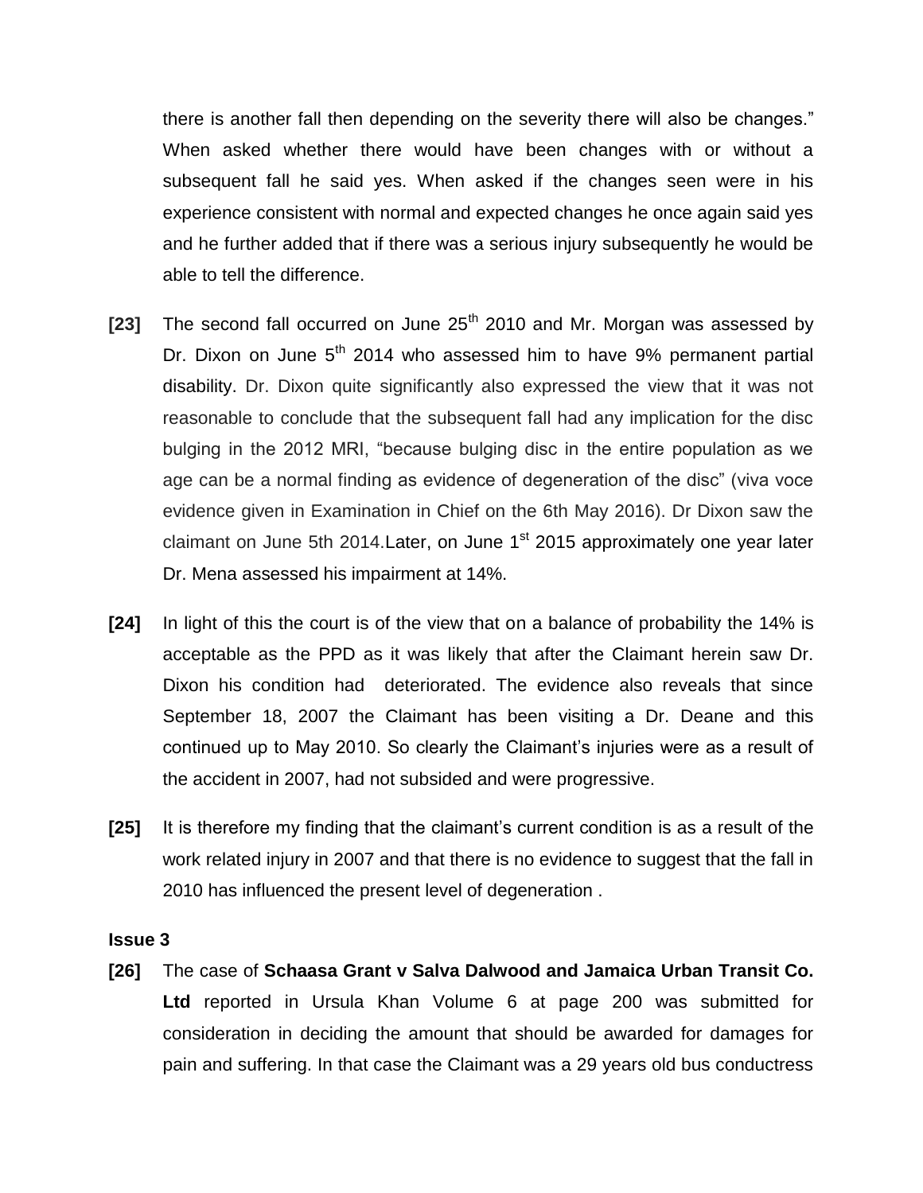there is another fall then depending on the severity there will also be changes." When asked whether there would have been changes with or without a subsequent fall he said yes. When asked if the changes seen were in his experience consistent with normal and expected changes he once again said yes and he further added that if there was a serious injury subsequently he would be able to tell the difference.

**[23]** The second fall occurred on June 25th 2010 and Mr. Morgan was assessed by Dr. Dixon on June 5th 2014 who assessed him to have 9% permanent partial disability. Dr. Dixon quite significantly also expressed the view that it was not reasonable to conclude that the subsequent fall had any implication for the disc bulging in the 2012 MRI, "because bulging disc in the entire population as we age can be a normal finding as evidence of degeneration of the disc" (viva voce evidence given in Examination in Chief on the 6th May 2016). Dr Dixon saw the claimant on June 5th 2014.Later, on June 1st 2015 approximately one year later Dr. Mena assessed his impairment at 14%.

**[24]** In light of this the court is of the view that on a balance of probability the 14% is acceptable as the PPD as it was likely that after the Claimant herein saw Dr. Dixon his condition had deteriorated. The evidence also reveals that since September 18, 2007 the Claimant has been visiting a Dr. Deane and this continued up to May 2010. So clearly the Claimant's injuries were as a result of the accident in 2007, had not subsided and were progressive.

**[25]** It is therefore my finding that the claimant's current condition is as a result of the work related injury in 2007 and that there is no evidence to suggest that the fall in 2010 has influenced the present level of degeneration .

**Issue 3**

**[26]** The case of **Schaasa Grant v Salva Dalwood and Jamaica Urban Transit Co. Ltd** reported in Ursula Khan Volume 6 at page 200 was submitted for consideration in deciding the amount that should be awarded for damages for pain and suffering. In that case the Claimant was a 29 years old bus conductress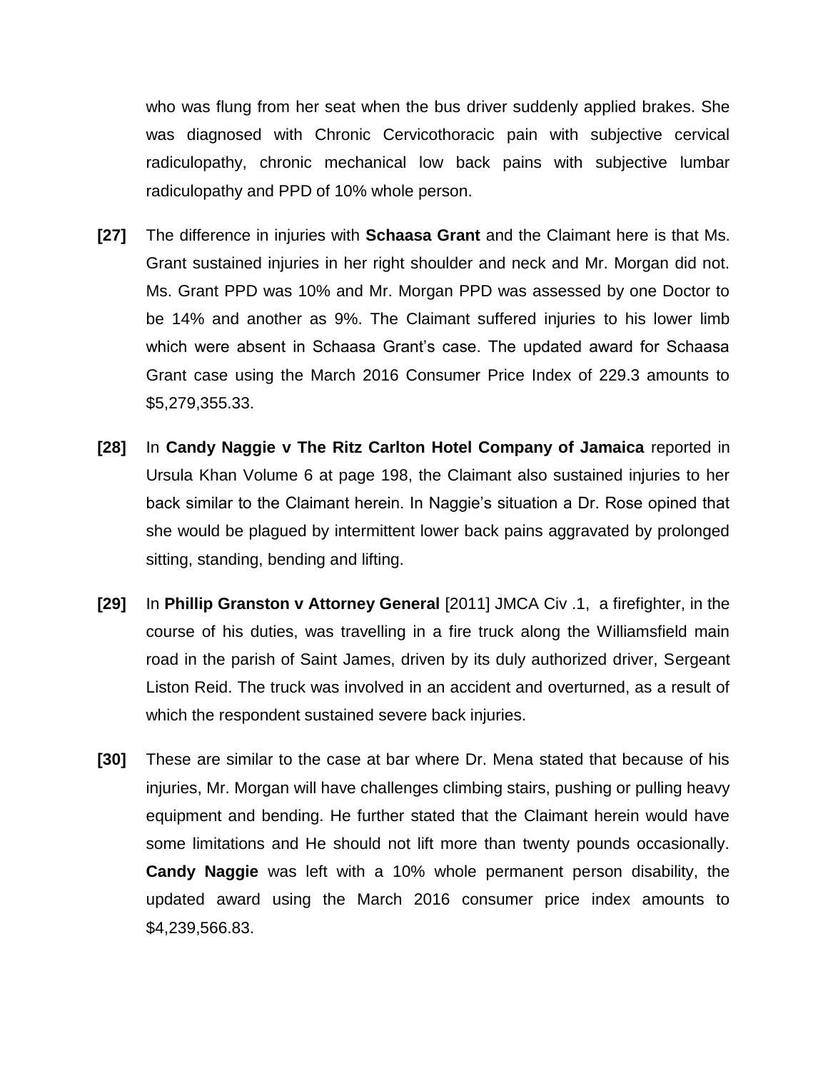who was flung from her seat when the bus driver suddenly applied brakes. She was diagnosed with Chronic Cervicothoracic pain with subjective cervical radiculopathy, chronic mechanical low back pains with subjective lumbar radiculopathy and PPD of 10% whole person.

**[27]** The difference in injuries with **Schaasa Grant** and the Claimant here is that Ms. Grant sustained injuries in her right shoulder and neck and Mr. Morgan did not. Ms. Grant PPD was 10% and Mr. Morgan PPD was assessed by one Doctor to be 14% and another as 9%. The Claimant suffered injuries to his lower limb which were absent in Schaasa Grant's case. The updated award for Schaasa Grant case using the March 2016 Consumer Price Index of 229.3 amounts to $5,279,355.33.

**[28]** In **Candy Naggie v The Ritz Carlton Hotel Company of Jamaica** reported in Ursula Khan Volume 6 at page 198, the Claimant also sustained injuries to her back similar to the Claimant herein. In Naggie's situation a Dr. Rose opined that she would be plagued by intermittent lower back pains aggravated by prolonged sitting, standing, bending and lifting.

**[29]** In **Phillip Granston v Attorney General** [2011] JMCA Civ .1, a firefighter, in the course of his duties, was travelling in a fire truck along the Williamsfield main road in the parish of Saint James, driven by its duly authorized driver, Sergeant Liston Reid. The truck was involved in an accident and overturned, as a result of which the respondent sustained severe back injuries.

**[30]** These are similar to the case at bar where Dr. Mena stated that because of his injuries, Mr. Morgan will have challenges climbing stairs, pushing or pulling heavy equipment and bending. He further stated that the Claimant herein would have some limitations and He should not lift more than twenty pounds occasionally. **Candy Naggie** was left with a 10% whole permanent person disability, the updated award using the March 2016 consumer price index amounts to $4,239,566.83.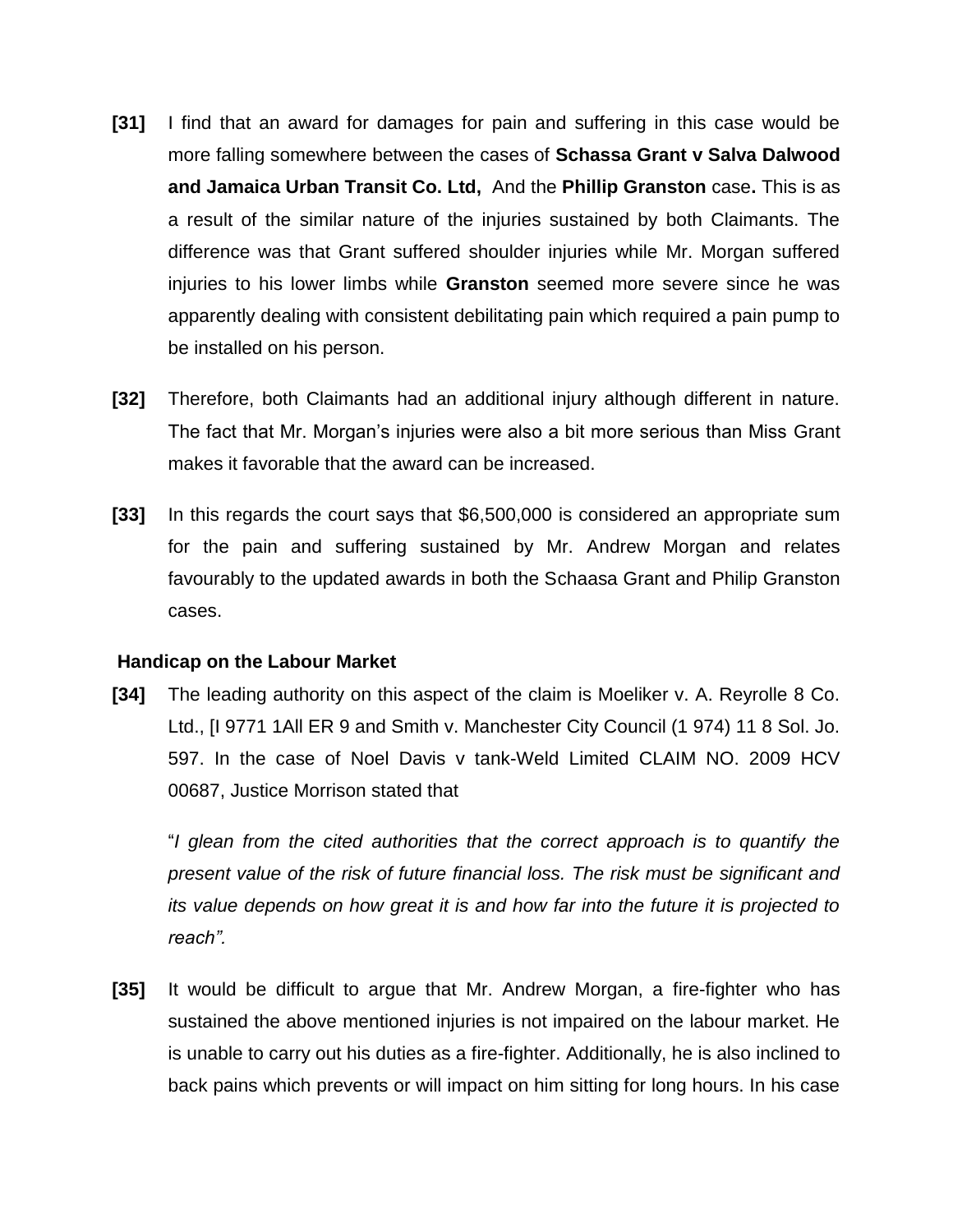**[31]** I find that an award for damages for pain and suffering in this case would be more falling somewhere between the cases of **Schassa Grant v Salva Dalwood and Jamaica Urban Transit Co. Ltd,** And the **Phillip Granston** case**.** This is as a result of the similar nature of the injuries sustained by both Claimants. The difference was that Grant suffered shoulder injuries while Mr. Morgan suffered injuries to his lower limbs while **Granston** seemed more severe since he was apparently dealing with consistent debilitating pain which required a pain pump to be installed on his person.

**[32]** Therefore, both Claimants had an additional injury although different in nature. The fact that Mr. Morgan's injuries were also a bit more serious than Miss Grant makes it favorable that the award can be increased.

**[33]** In this regards the court says that $6,500,000 is considered an appropriate sum for the pain and suffering sustained by Mr. Andrew Morgan and relates favourably to the updated awards in both the Schaasa Grant and Philip Granston cases.

**Handicap on the Labour Market**

**[34]** The leading authority on this aspect of the claim is Moeliker v. A. Reyrolle 8 Co. Ltd., [I 9771 1All ER 9 and Smith v. Manchester City Council (1 974) 11 8 Sol. Jo. 597. In the case of Noel Davis v tank-Weld Limited CLAIM NO. 2009 HCV 00687, Justice Morrison stated that

"*I glean from the cited authorities that the correct approach is to quantify the present value of the risk of future financial loss. The risk must be significant and its value depends on how great it is and how far into the future it is projected to reach".*

**[35]** It would be difficult to argue that Mr. Andrew Morgan, a fire-fighter who has sustained the above mentioned injuries is not impaired on the labour market. He is unable to carry out his duties as a fire-fighter. Additionally, he is also inclined to back pains which prevents or will impact on him sitting for long hours. In his case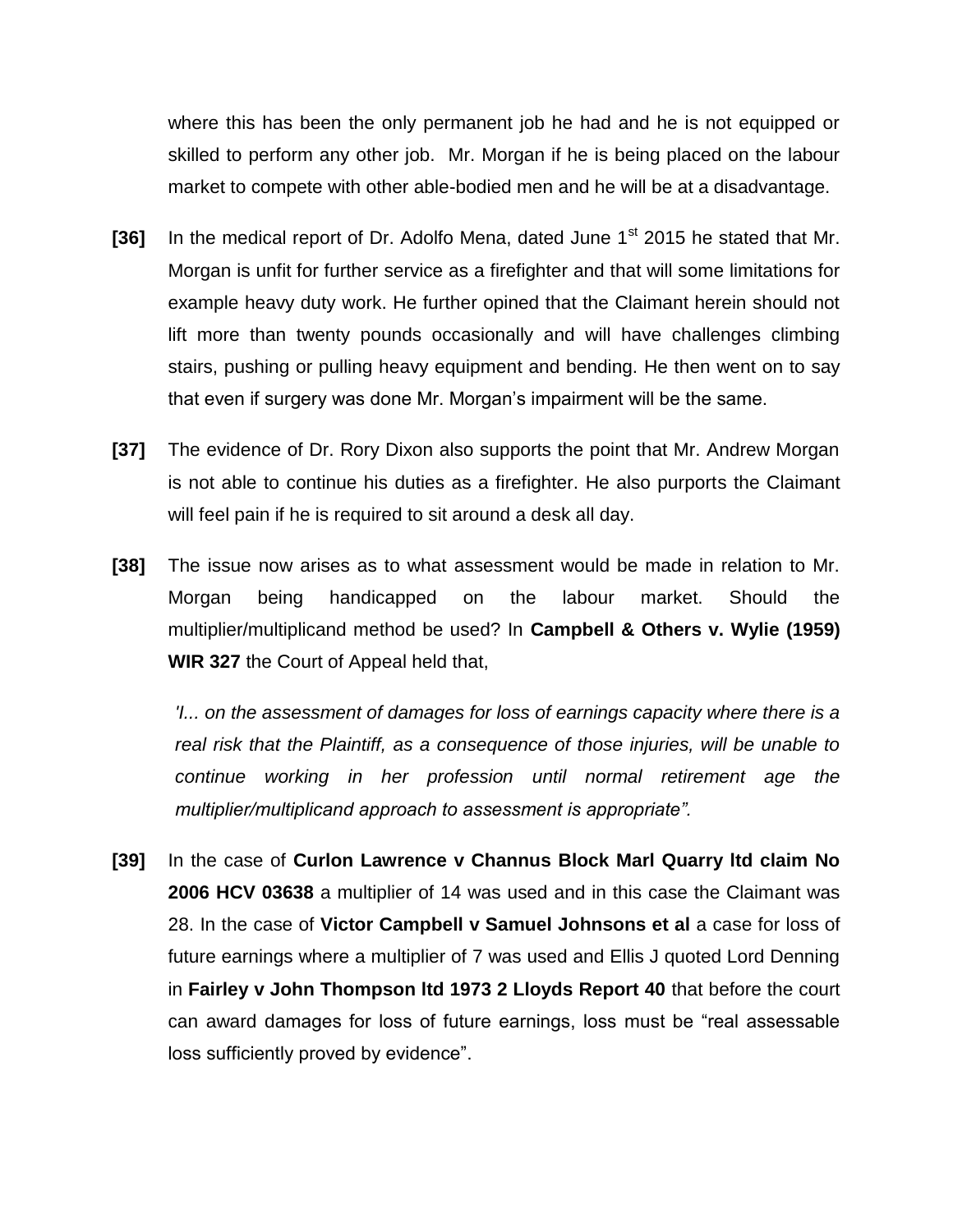where this has been the only permanent job he had and he is not equipped or skilled to perform any other job. Mr. Morgan if he is being placed on the labour market to compete with other able-bodied men and he will be at a disadvantage.

**[36]** In the medical report of Dr. Adolfo Mena, dated June 1st 2015 he stated that Mr. Morgan is unfit for further service as a firefighter and that will some limitations for example heavy duty work. He further opined that the Claimant herein should not lift more than twenty pounds occasionally and will have challenges climbing stairs, pushing or pulling heavy equipment and bending. He then went on to say that even if surgery was done Mr. Morgan's impairment will be the same.

**[37]** The evidence of Dr. Rory Dixon also supports the point that Mr. Andrew Morgan is not able to continue his duties as a firefighter. He also purports the Claimant will feel pain if he is required to sit around a desk all day.

**[38]** The issue now arises as to what assessment would be made in relation to Mr. Morgan being handicapped on the labour market. Should the multiplier/multiplicand method be used? In **Campbell & Others v. Wylie (1959) WIR 327** the Court of Appeal held that,

> *'I... on the assessment of damages for loss of earnings capacity where there is a real risk that the Plaintiff, as a consequence of those injuries, will be unable to continue working in her profession until normal retirement age the multiplier/multiplicand approach to assessment is appropriate".*

**[39]** In the case of **Curlon Lawrence v Channus Block Marl Quarry ltd claim No 2006 HCV 03638** a multiplier of 14 was used and in this case the Claimant was 28. In the case of **Victor Campbell v Samuel Johnsons et al** a case for loss of future earnings where a multiplier of 7 was used and Ellis J quoted Lord Denning in **Fairley v John Thompson ltd 1973 2 Lloyds Report 40** that before the court can award damages for loss of future earnings, loss must be "real assessable loss sufficiently proved by evidence".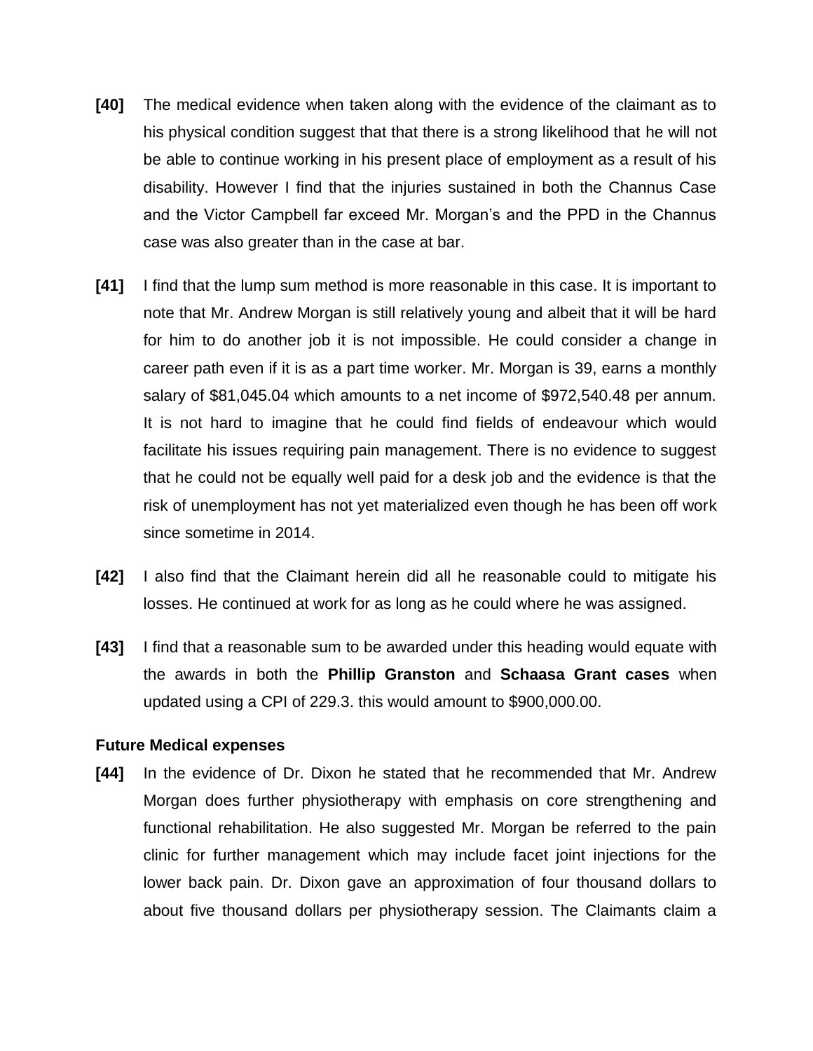**[40]** The medical evidence when taken along with the evidence of the claimant as to his physical condition suggest that that there is a strong likelihood that he will not be able to continue working in his present place of employment as a result of his disability. However I find that the injuries sustained in both the Channus Case and the Victor Campbell far exceed Mr. Morgan's and the PPD in the Channus case was also greater than in the case at bar.

**[41]** I find that the lump sum method is more reasonable in this case. It is important to note that Mr. Andrew Morgan is still relatively young and albeit that it will be hard for him to do another job it is not impossible. He could consider a change in career path even if it is as a part time worker. Mr. Morgan is 39, earns a monthly salary of $81,045.04 which amounts to a net income of $972,540.48 per annum. It is not hard to imagine that he could find fields of endeavour which would facilitate his issues requiring pain management. There is no evidence to suggest that he could not be equally well paid for a desk job and the evidence is that the risk of unemployment has not yet materialized even though he has been off work since sometime in 2014.

**[42]** I also find that the Claimant herein did all he reasonable could to mitigate his losses. He continued at work for as long as he could where he was assigned.

**[43]** I find that a reasonable sum to be awarded under this heading would equate with the awards in both the **Phillip Granston** and **Schaasa Grant cases** when updated using a CPI of 229.3. this would amount to $900,000.00.

**Future Medical expenses**

**[44]** In the evidence of Dr. Dixon he stated that he recommended that Mr. Andrew Morgan does further physiotherapy with emphasis on core strengthening and functional rehabilitation. He also suggested Mr. Morgan be referred to the pain clinic for further management which may include facet joint injections for the lower back pain. Dr. Dixon gave an approximation of four thousand dollars to about five thousand dollars per physiotherapy session. The Claimants claim a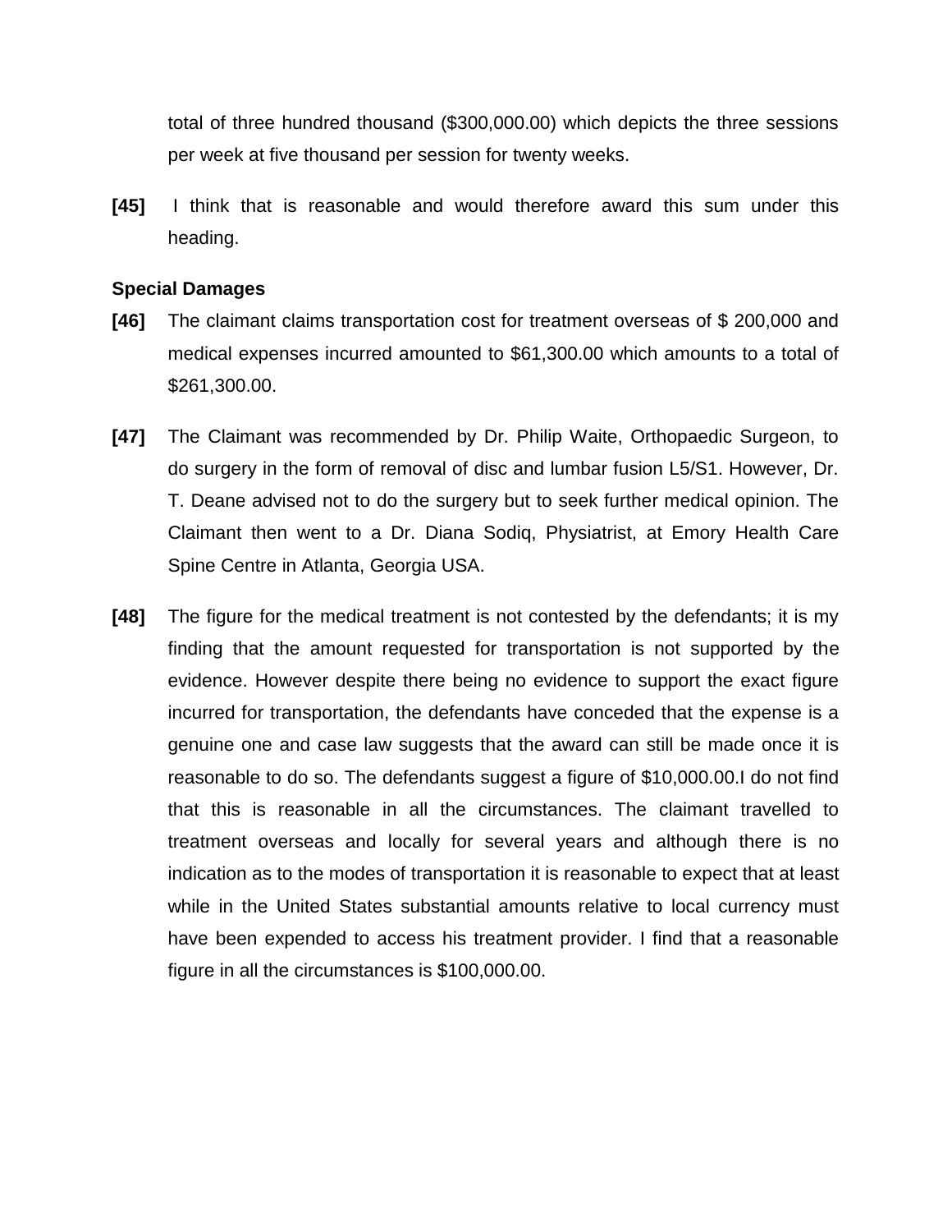total of three hundred thousand ($300,000.00) which depicts the three sessions per week at five thousand per session for twenty weeks.

**[45]** I think that is reasonable and would therefore award this sum under this heading.

**Special Damages**

**[46]** The claimant claims transportation cost for treatment overseas of $ 200,000 and medical expenses incurred amounted to $61,300.00 which amounts to a total of $261,300.00.

**[47]** The Claimant was recommended by Dr. Philip Waite, Orthopaedic Surgeon, to do surgery in the form of removal of disc and lumbar fusion L5/S1. However, Dr. T. Deane advised not to do the surgery but to seek further medical opinion. The Claimant then went to a Dr. Diana Sodiq, Physiatrist, at Emory Health Care Spine Centre in Atlanta, Georgia USA.

**[48]** The figure for the medical treatment is not contested by the defendants; it is my finding that the amount requested for transportation is not supported by the evidence. However despite there being no evidence to support the exact figure incurred for transportation, the defendants have conceded that the expense is a genuine one and case law suggests that the award can still be made once it is reasonable to do so. The defendants suggest a figure of $10,000.00.I do not find that this is reasonable in all the circumstances. The claimant travelled to treatment overseas and locally for several years and although there is no indication as to the modes of transportation it is reasonable to expect that at least while in the United States substantial amounts relative to local currency must have been expended to access his treatment provider. I find that a reasonable figure in all the circumstances is $100,000.00.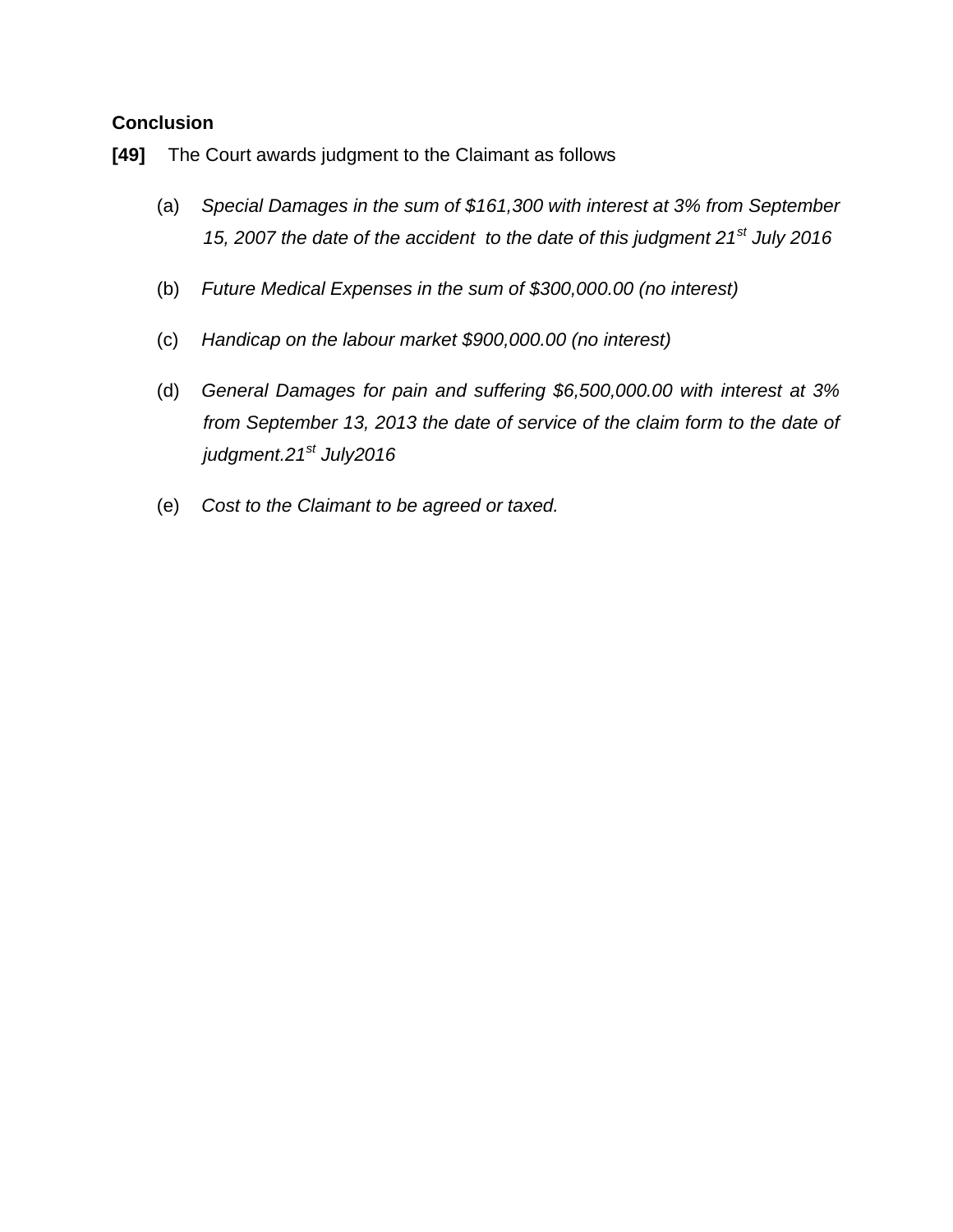**Conclusion**

**[49]** The Court awards judgment to the Claimant as follows

(a) *Special Damages in the sum of $161,300 with interest at 3% from September 15, 2007 the date of the accident to the date of this judgment 21st July 2016*

(b) *Future Medical Expenses in the sum of $300,000.00 (no interest)*

(c) *Handicap on the labour market $900,000.00 (no interest)*

(d) *General Damages for pain and suffering $6,500,000.00 with interest at 3% from September 13, 2013 the date of service of the claim form to the date of judgment.21st July2016*

(e) *Cost to the Claimant to be agreed or taxed.*